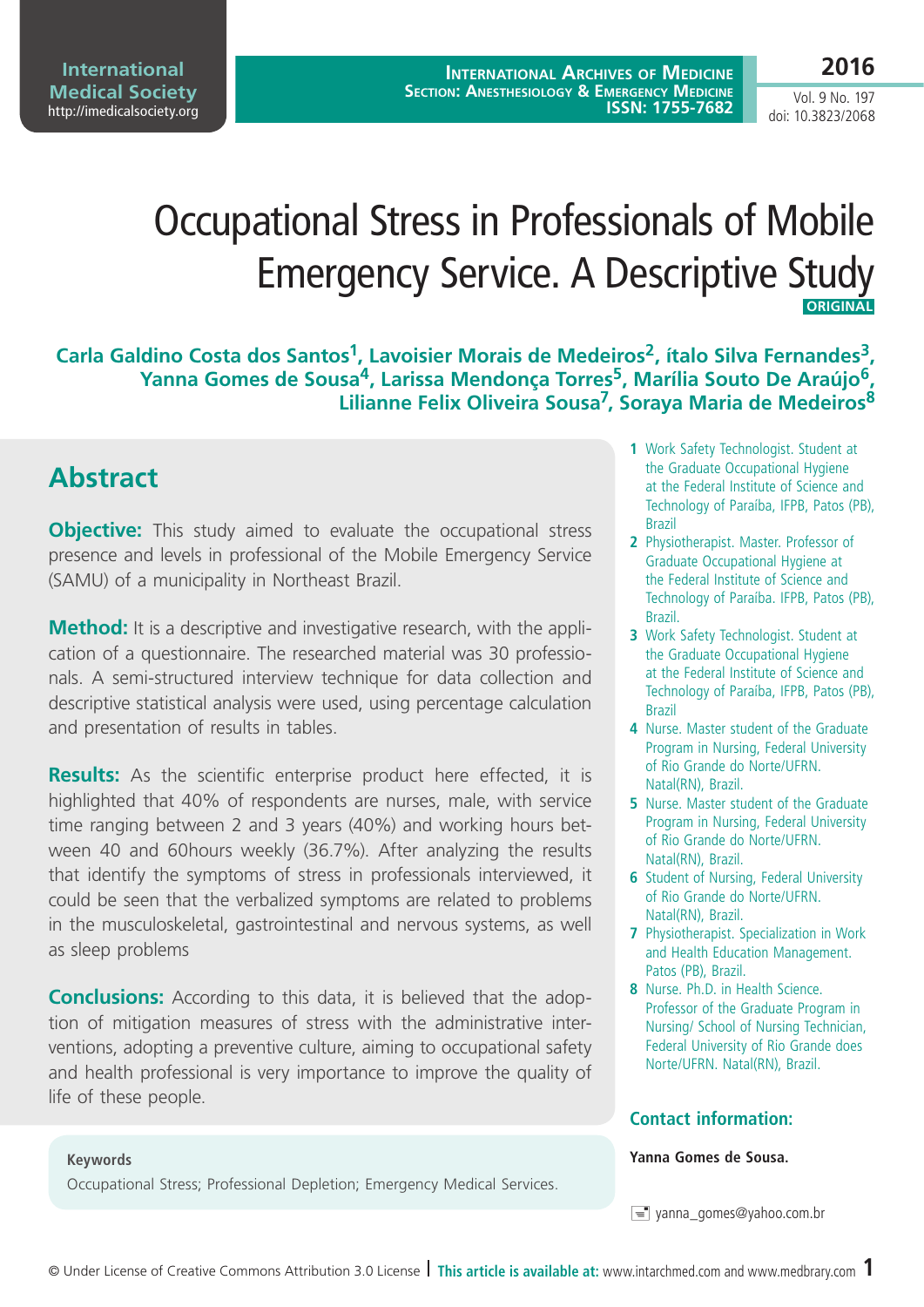# Occupational Stress in Professionals of Mobile Emergency Service. A Descriptive Study

ORIGINAL

**Carla Galdino Costa dos Santos[1], Lavoisier Morais de Medeiros[2], ítalo Silva Fernandes[3], Yanna Gomes de Sousa[4], Larissa Mendonça Torres[5], Marília Souto De Araújo[6], Lilianne Felix Oliveira Sousa[7], Soraya Maria de Medeiros[8]**

1. Work Safety Technologist. Student at the Graduate Occupational Hygiene at the Federal Institute of Science and Technology of Paraíba, IFPB, Patos (PB), Brazil
2. Physiotherapist. Master. Professor of Graduate Occupational Hygiene at the Federal Institute of Science and Technology of Paraíba. IFPB, Patos (PB), Brazil.
3. Work Safety Technologist. Student at the Graduate Occupational Hygiene at the Federal Institute of Science and Technology of Paraíba, IFPB, Patos (PB), Brazil
4. Nurse. Master student of the Graduate Program in Nursing, Federal University of Rio Grande do Norte/UFRN. Natal(RN), Brazil.
5. Nurse. Master student of the Graduate Program in Nursing, Federal University of Rio Grande do Norte/UFRN. Natal(RN), Brazil.
6. Student of Nursing, Federal University of Rio Grande do Norte/UFRN. Natal(RN), Brazil.
7. Physiotherapist. Specialization in Work and Health Education Management. Patos (PB), Brazil.
8. Nurse. Ph.D. in Health Science. Professor of the Graduate Program in Nursing/ School of Nursing Technician, Federal University of Rio Grande does Norte/UFRN. Natal(RN), Brazil.

## Abstract

**Objective:** This study aimed to evaluate the occupational stress presence and levels in professional of the Mobile Emergency Service (SAMU) of a municipality in Northeast Brazil.

**Method:** It is a descriptive and investigative research, with the application of a questionnaire. The researched material was 30 professionals. A semi-structured interview technique for data collection and descriptive statistical analysis were used, using percentage calculation and presentation of results in tables.

**Results:** As the scientific enterprise product here effected, it is highlighted that 40% of respondents are nurses, male, with service time ranging between 2 and 3 years (40%) and working hours between 40 and 60hours weekly (36.7%). After analyzing the results that identify the symptoms of stress in professionals interviewed, it could be seen that the verbalized symptoms are related to problems in the musculoskeletal, gastrointestinal and nervous systems, as well as sleep problems

**Conclusions:** According to this data, it is believed that the adoption of mitigation measures of stress with the administrative interventions, adopting a preventive culture, aiming to occupational safety and health professional is very importance to improve the quality of life of these people.

**Keywords**

Occupational Stress; Professional Depletion; Emergency Medical Services.

### Contact information:

**Yanna Gomes de Sousa.**

yanna_gomes@yahoo.com.br

© Under License of Creative Commons Attribution 3.0 License | **This article is available at:** www.intarchmed.com and www.medbrary.com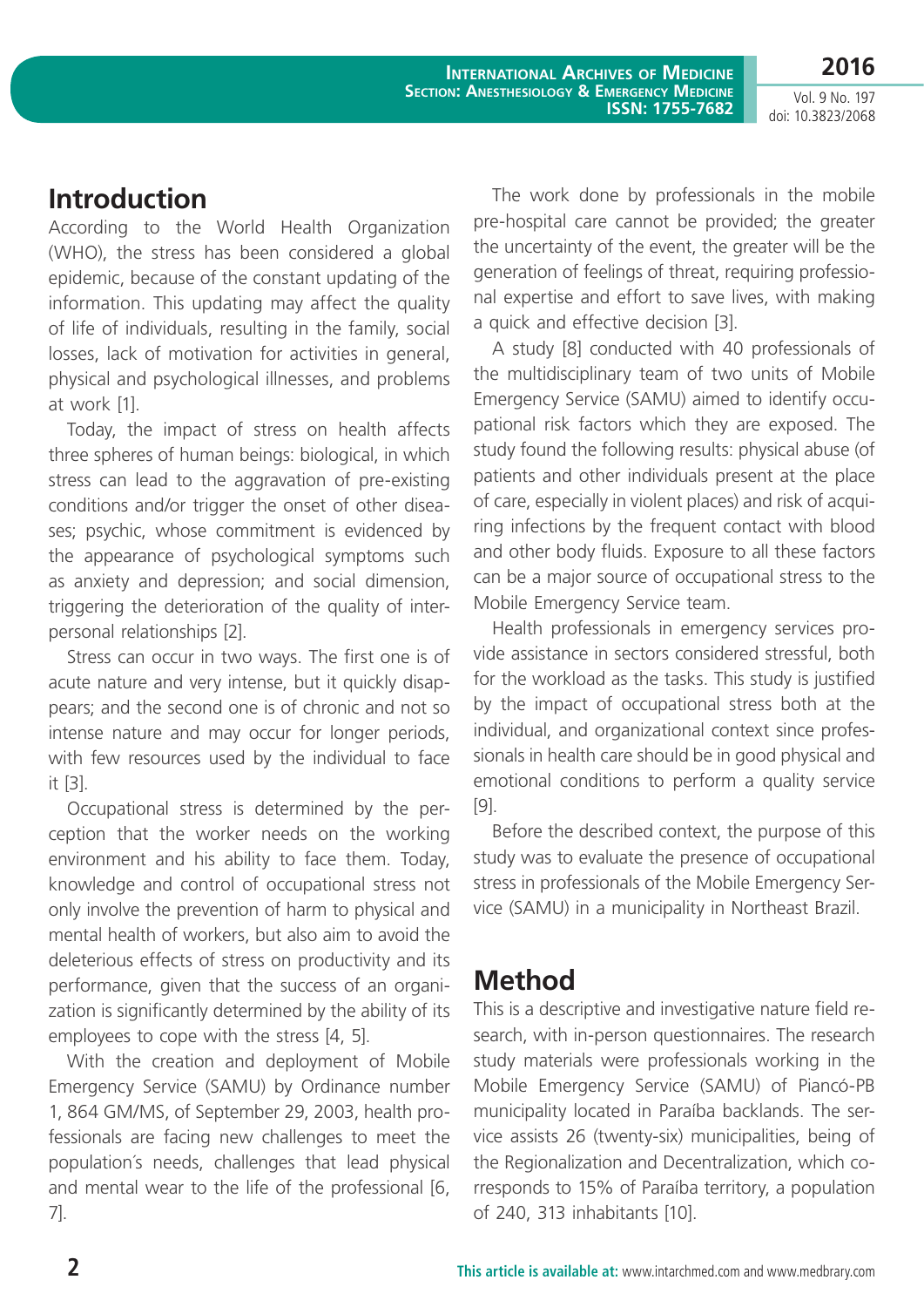## Introduction

According to the World Health Organization (WHO), the stress has been considered a global epidemic, because of the constant updating of the information. This updating may affect the quality of life of individuals, resulting in the family, social losses, lack of motivation for activities in general, physical and psychological illnesses, and problems at work [1].

Today, the impact of stress on health affects three spheres of human beings: biological, in which stress can lead to the aggravation of pre-existing conditions and/or trigger the onset of other diseases; psychic, whose commitment is evidenced by the appearance of psychological symptoms such as anxiety and depression; and social dimension, triggering the deterioration of the quality of interpersonal relationships [2].

Stress can occur in two ways. The first one is of acute nature and very intense, but it quickly disappears; and the second one is of chronic and not so intense nature and may occur for longer periods, with few resources used by the individual to face it [3].

Occupational stress is determined by the perception that the worker needs on the working environment and his ability to face them. Today, knowledge and control of occupational stress not only involve the prevention of harm to physical and mental health of workers, but also aim to avoid the deleterious effects of stress on productivity and its performance, given that the success of an organization is significantly determined by the ability of its employees to cope with the stress [4, 5].

With the creation and deployment of Mobile Emergency Service (SAMU) by Ordinance number 1, 864 GM/MS, of September 29, 2003, health professionals are facing new challenges to meet the population´s needs, challenges that lead physical and mental wear to the life of the professional [6, 7].

The work done by professionals in the mobile pre-hospital care cannot be provided; the greater the uncertainty of the event, the greater will be the generation of feelings of threat, requiring professional expertise and effort to save lives, with making a quick and effective decision [3].

A study [8] conducted with 40 professionals of the multidisciplinary team of two units of Mobile Emergency Service (SAMU) aimed to identify occupational risk factors which they are exposed. The study found the following results: physical abuse (of patients and other individuals present at the place of care, especially in violent places) and risk of acquiring infections by the frequent contact with blood and other body fluids. Exposure to all these factors can be a major source of occupational stress to the Mobile Emergency Service team.

Health professionals in emergency services provide assistance in sectors considered stressful, both for the workload as the tasks. This study is justified by the impact of occupational stress both at the individual, and organizational context since professionals in health care should be in good physical and emotional conditions to perform a quality service [9].

Before the described context, the purpose of this study was to evaluate the presence of occupational stress in professionals of the Mobile Emergency Service (SAMU) in a municipality in Northeast Brazil.

## Method

This is a descriptive and investigative nature field research, with in-person questionnaires. The research study materials were professionals working in the Mobile Emergency Service (SAMU) of Piancó-PB municipality located in Paraíba backlands. The service assists 26 (twenty-six) municipalities, being of the Regionalization and Decentralization, which corresponds to 15% of Paraíba territory, a population of 240, 313 inhabitants [10].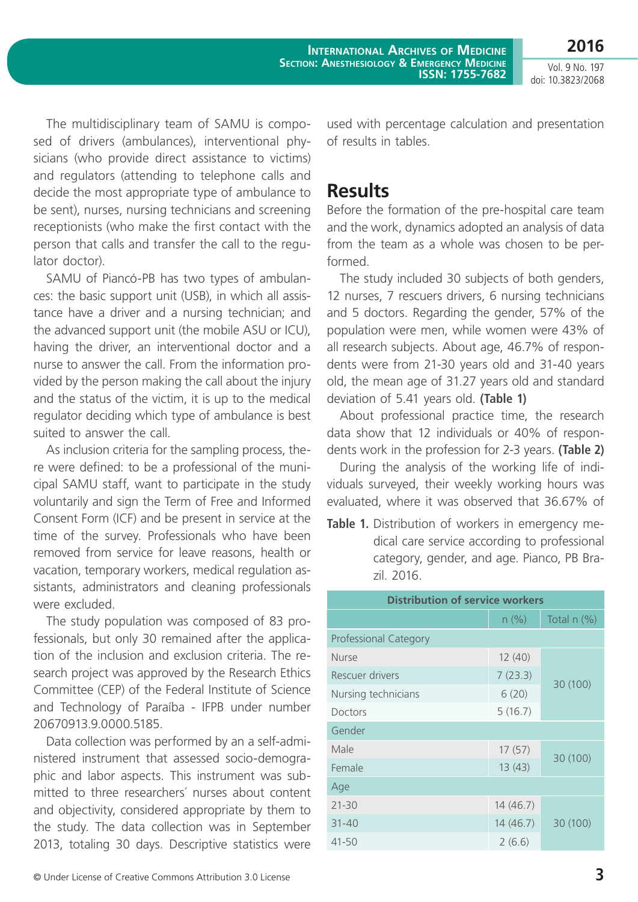The multidisciplinary team of SAMU is composed of drivers (ambulances), interventional physicians (who provide direct assistance to victims) and regulators (attending to telephone calls and decide the most appropriate type of ambulance to be sent), nurses, nursing technicians and screening receptionists (who make the first contact with the person that calls and transfer the call to the regulator doctor).

SAMU of Piancó-PB has two types of ambulances: the basic support unit (USB), in which all assistance have a driver and a nursing technician; and the advanced support unit (the mobile ASU or ICU), having the driver, an interventional doctor and a nurse to answer the call. From the information provided by the person making the call about the injury and the status of the victim, it is up to the medical regulator deciding which type of ambulance is best suited to answer the call.

As inclusion criteria for the sampling process, there were defined: to be a professional of the municipal SAMU staff, want to participate in the study voluntarily and sign the Term of Free and Informed Consent Form (ICF) and be present in service at the time of the survey. Professionals who have been removed from service for leave reasons, health or vacation, temporary workers, medical regulation assistants, administrators and cleaning professionals were excluded.

The study population was composed of 83 professionals, but only 30 remained after the application of the inclusion and exclusion criteria. The research project was approved by the Research Ethics Committee (CEP) of the Federal Institute of Science and Technology of Paraíba - IFPB under number 20670913.9.0000.5185.

Data collection was performed by an a self-administered instrument that assessed socio-demographic and labor aspects. This instrument was submitted to three researchers´ nurses about content and objectivity, considered appropriate by them to the study. The data collection was in September 2013, totaling 30 days. Descriptive statistics were used with percentage calculation and presentation of results in tables.

## Results

Before the formation of the pre-hospital care team and the work, dynamics adopted an analysis of data from the team as a whole was chosen to be performed.

The study included 30 subjects of both genders, 12 nurses, 7 rescuers drivers, 6 nursing technicians and 5 doctors. Regarding the gender, 57% of the population were men, while women were 43% of all research subjects. About age, 46.7% of respondents were from 21-30 years old and 31-40 years old, the mean age of 31.27 years old and standard deviation of 5.41 years old. **(Table 1)**

About professional practice time, the research data show that 12 individuals or 40% of respondents work in the profession for 2-3 years. **(Table 2)**

During the analysis of the working life of individuals surveyed, their weekly working hours was evaluated, where it was observed that 36.67% of

**Table 1.** Distribution of workers in emergency medical care service according to professional category, gender, and age. Pianco, PB Brazil. 2016.

| Distribution of service workers | | |
|---|---|---|
| | n (%) | Total n (%) |
| Professional Category | | |
| Nurse | 12 (40) | 30 (100) |
| Rescuer drivers | 7 (23.3) | |
| Nursing technicians | 6 (20) | |
| Doctors | 5 (16.7) | |
| Gender | | |
| Male | 17 (57) | 30 (100) |
| Female | 13 (43) | |
| Age | | |
| 21-30 | 14 (46.7) | 30 (100) |
| 31-40 | 14 (46.7) | |
| 41-50 | 2 (6.6) | |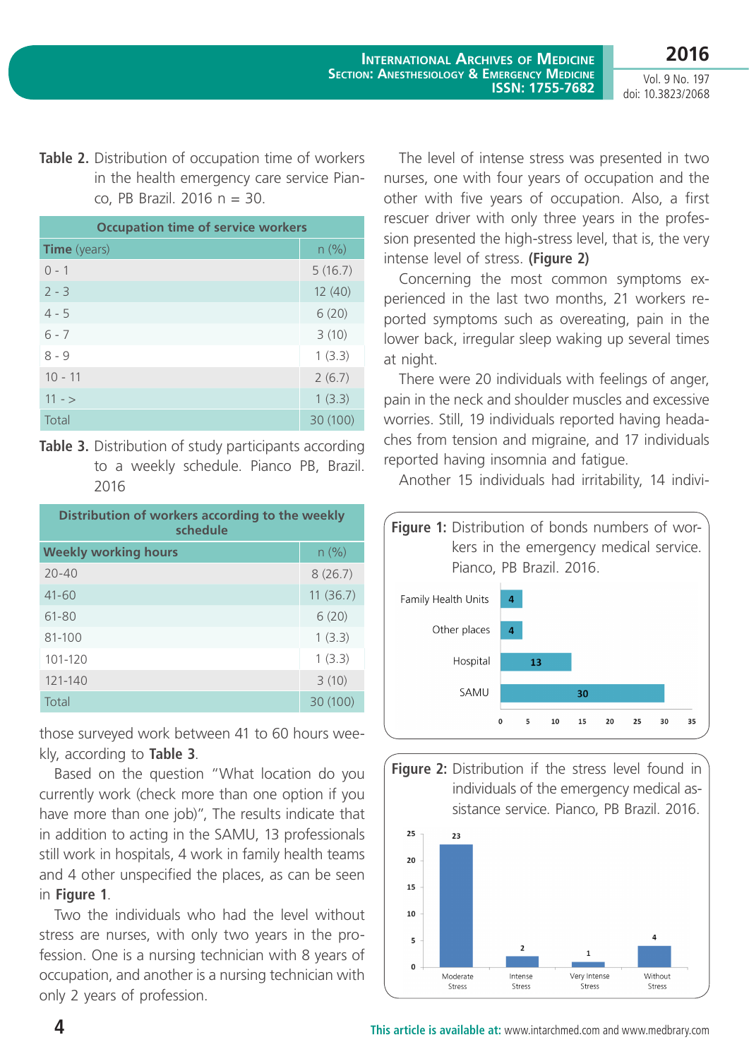**Table 2.** Distribution of occupation time of workers in the health emergency care service Pianco, PB Brazil. 2016 n = 30.

| Occupation time of service workers | |
|---|---|
| **Time** (years) | n (%) |
| 0 - 1 | 5 (16.7) |
| 2 - 3 | 12 (40) |
| 4 - 5 | 6 (20) |
| 6 - 7 | 3 (10) |
| 8 - 9 | 1 (3.3) |
| 10 - 11 | 2 (6.7) |
| 11 - > | 1 (3.3) |
| Total | 30 (100) |

**Table 3.** Distribution of study participants according to a weekly schedule. Pianco PB, Brazil. 2016

| Distribution of workers according to the weekly schedule | |
|---|---|
| **Weekly working hours** | n (%) |
| 20-40 | 8 (26.7) |
| 41-60 | 11 (36.7) |
| 61-80 | 6 (20) |
| 81-100 | 1 (3.3) |
| 101-120 | 1 (3.3) |
| 121-140 | 3 (10) |
| Total | 30 (100) |

those surveyed work between 41 to 60 hours weekly, according to **Table 3**.

Based on the question "What location do you currently work (check more than one option if you have more than one job)", The results indicate that in addition to acting in the SAMU, 13 professionals still work in hospitals, 4 work in family health teams and 4 other unspecified the places, as can be seen in **Figure 1**.

Two the individuals who had the level without stress are nurses, with only two years in the profession. One is a nursing technician with 8 years of occupation, and another is a nursing technician with only 2 years of profession.

The level of intense stress was presented in two nurses, one with four years of occupation and the other with five years of occupation. Also, a first rescuer driver with only three years in the profession presented the high-stress level, that is, the very intense level of stress. **(Figure 2)**

Concerning the most common symptoms experienced in the last two months, 21 workers reported symptoms such as overeating, pain in the lower back, irregular sleep waking up several times at night.

There were 20 individuals with feelings of anger, pain in the neck and shoulder muscles and excessive worries. Still, 19 individuals reported having headaches from tension and migraine, and 17 individuals reported having insomnia and fatigue.

Another 15 individuals had irritability, 14 indivi-

**Figure 1:** Distribution of bonds numbers of workers in the emergency medical service. Pianco, PB Brazil. 2016.

| Location | n |
|---|---|
| Family Health Units | 4 |
| Other places | 4 |
| Hospital | 13 |
| SAMU | 30 |

**Figure 2:** Distribution if the stress level found in individuals of the emergency medical assistance service. Pianco, PB Brazil. 2016.

| Stress level | n |
|---|---|
| Moderate Stress | 23 |
| Intense Stress | 2 |
| Very Intense Stress | 1 |
| Without Stress | 4 |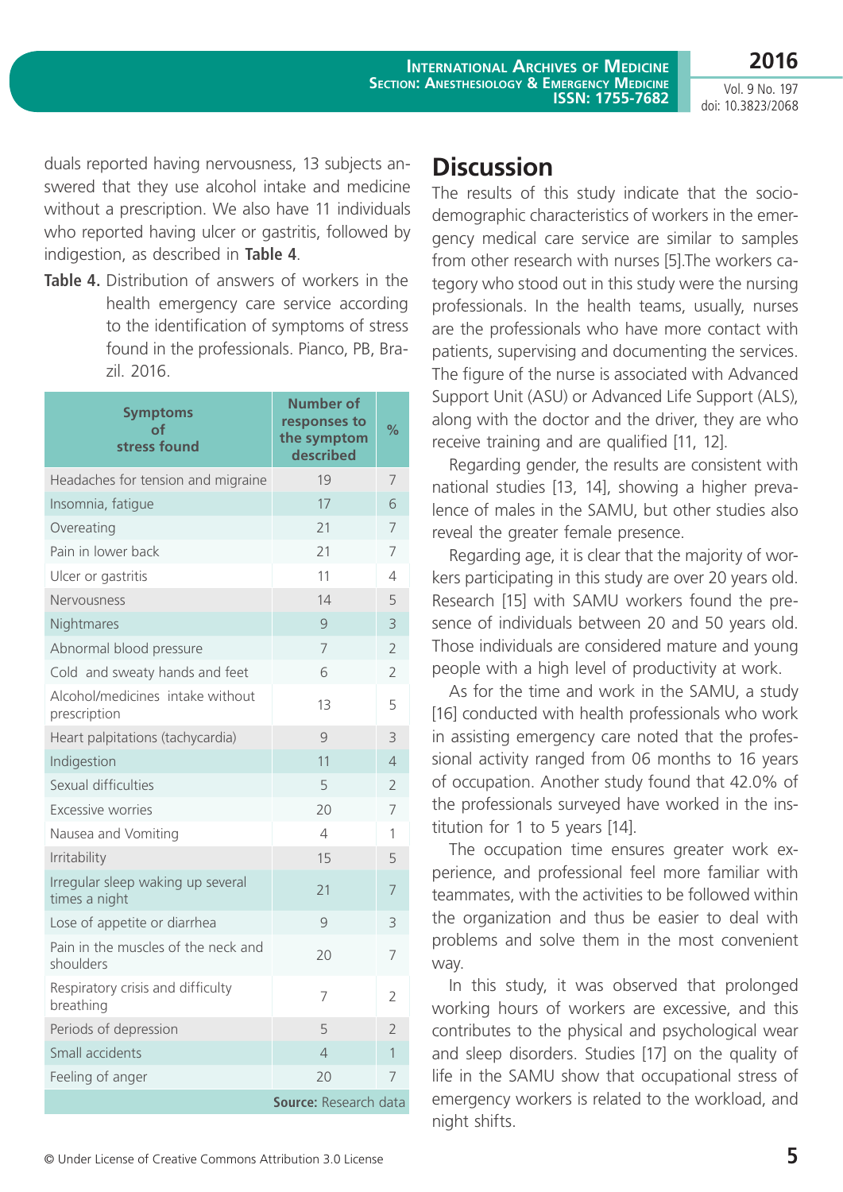duals reported having nervousness, 13 subjects answered that they use alcohol intake and medicine without a prescription. We also have 11 individuals who reported having ulcer or gastritis, followed by indigestion, as described in **Table 4**.

**Table 4.** Distribution of answers of workers in the health emergency care service according to the identification of symptoms of stress found in the professionals. Pianco, PB, Brazil. 2016.

| Symptoms of stress found | Number of responses to the symptom described | % |
|---|---|---|
| Headaches for tension and migraine | 19 | 7 |
| Insomnia, fatigue | 17 | 6 |
| Overeating | 21 | 7 |
| Pain in lower back | 21 | 7 |
| Ulcer or gastritis | 11 | 4 |
| Nervousness | 14 | 5 |
| Nightmares | 9 | 3 |
| Abnormal blood pressure | 7 | 2 |
| Cold and sweaty hands and feet | 6 | 2 |
| Alcohol/medicines intake without prescription | 13 | 5 |
| Heart palpitations (tachycardia) | 9 | 3 |
| Indigestion | 11 | 4 |
| Sexual difficulties | 5 | 2 |
| Excessive worries | 20 | 7 |
| Nausea and Vomiting | 4 | 1 |
| Irritability | 15 | 5 |
| Irregular sleep waking up several times a night | 21 | 7 |
| Lose of appetite or diarrhea | 9 | 3 |
| Pain in the muscles of the neck and shoulders | 20 | 7 |
| Respiratory crisis and difficulty breathing | 7 | 2 |
| Periods of depression | 5 | 2 |
| Small accidents | 4 | 1 |
| Feeling of anger | 20 | 7 |

**Source:** Research data

# Discussion

The results of this study indicate that the socio-demographic characteristics of workers in the emergency medical care service are similar to samples from other research with nurses [5].The workers category who stood out in this study were the nursing professionals. In the health teams, usually, nurses are the professionals who have more contact with patients, supervising and documenting the services. The figure of the nurse is associated with Advanced Support Unit (ASU) or Advanced Life Support (ALS), along with the doctor and the driver, they are who receive training and are qualified [11, 12].

Regarding gender, the results are consistent with national studies [13, 14], showing a higher prevalence of males in the SAMU, but other studies also reveal the greater female presence.

Regarding age, it is clear that the majority of workers participating in this study are over 20 years old. Research [15] with SAMU workers found the presence of individuals between 20 and 50 years old. Those individuals are considered mature and young people with a high level of productivity at work.

As for the time and work in the SAMU, a study [16] conducted with health professionals who work in assisting emergency care noted that the professional activity ranged from 06 months to 16 years of occupation. Another study found that 42.0% of the professionals surveyed have worked in the institution for 1 to 5 years [14].

The occupation time ensures greater work experience, and professional feel more familiar with teammates, with the activities to be followed within the organization and thus be easier to deal with problems and solve them in the most convenient way.

In this study, it was observed that prolonged working hours of workers are excessive, and this contributes to the physical and psychological wear and sleep disorders. Studies [17] on the quality of life in the SAMU show that occupational stress of emergency workers is related to the workload, and night shifts.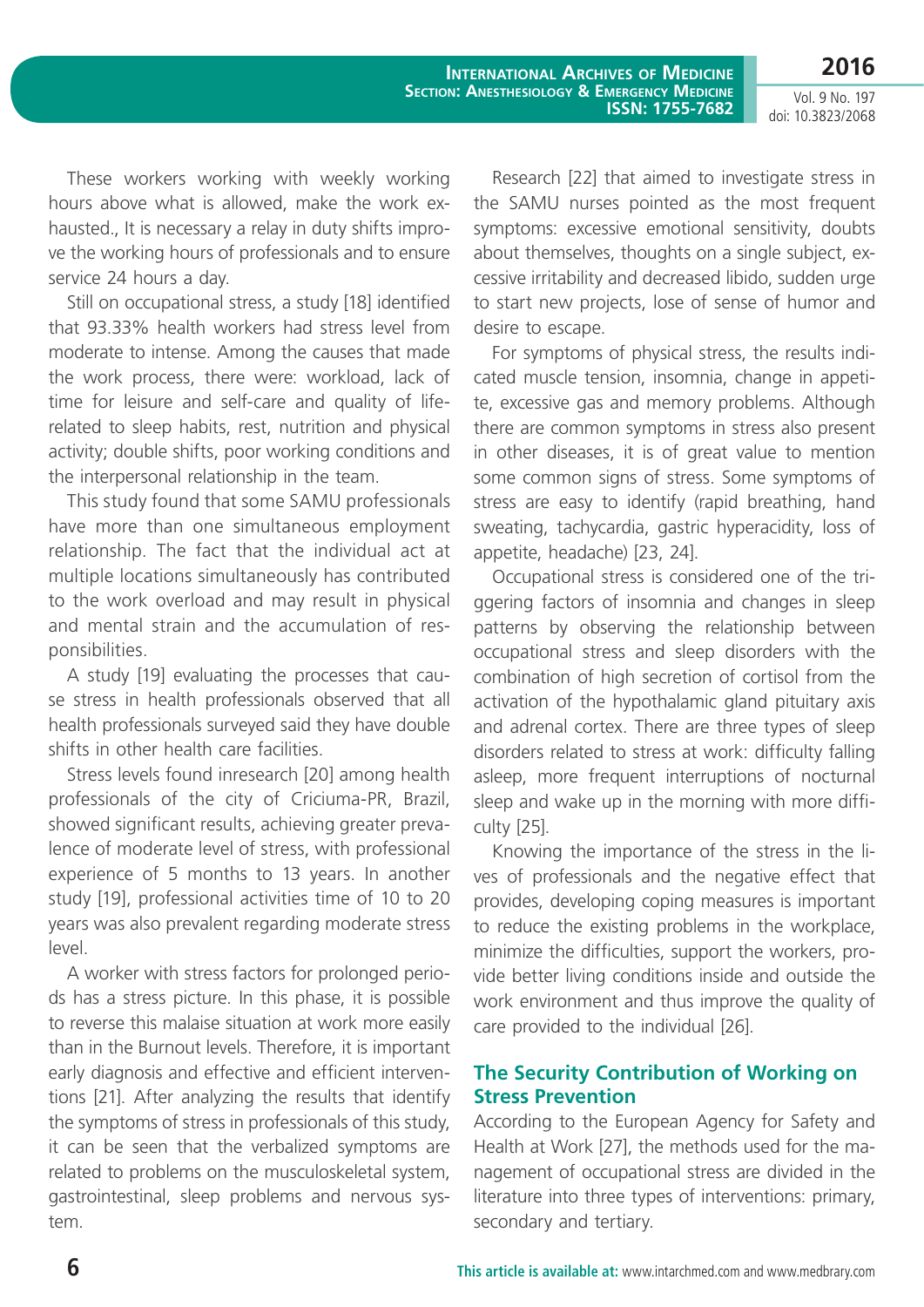These workers working with weekly working hours above what is allowed, make the work exhausted., It is necessary a relay in duty shifts improve the working hours of professionals and to ensure service 24 hours a day.

Still on occupational stress, a study [18] identified that 93.33% health workers had stress level from moderate to intense. Among the causes that made the work process, there were: workload, lack of time for leisure and self-care and quality of life-related to sleep habits, rest, nutrition and physical activity; double shifts, poor working conditions and the interpersonal relationship in the team.

This study found that some SAMU professionals have more than one simultaneous employment relationship. The fact that the individual act at multiple locations simultaneously has contributed to the work overload and may result in physical and mental strain and the accumulation of responsibilities.

A study [19] evaluating the processes that cause stress in health professionals observed that all health professionals surveyed said they have double shifts in other health care facilities.

Stress levels found inresearch [20] among health professionals of the city of Criciuma-PR, Brazil, showed significant results, achieving greater prevalence of moderate level of stress, with professional experience of 5 months to 13 years. In another study [19], professional activities time of 10 to 20 years was also prevalent regarding moderate stress level.

A worker with stress factors for prolonged periods has a stress picture. In this phase, it is possible to reverse this malaise situation at work more easily than in the Burnout levels. Therefore, it is important early diagnosis and effective and efficient interventions [21]. After analyzing the results that identify the symptoms of stress in professionals of this study, it can be seen that the verbalized symptoms are related to problems on the musculoskeletal system, gastrointestinal, sleep problems and nervous system.

Research [22] that aimed to investigate stress in the SAMU nurses pointed as the most frequent symptoms: excessive emotional sensitivity, doubts about themselves, thoughts on a single subject, excessive irritability and decreased libido, sudden urge to start new projects, lose of sense of humor and desire to escape.

For symptoms of physical stress, the results indicated muscle tension, insomnia, change in appetite, excessive gas and memory problems. Although there are common symptoms in stress also present in other diseases, it is of great value to mention some common signs of stress. Some symptoms of stress are easy to identify (rapid breathing, hand sweating, tachycardia, gastric hyperacidity, loss of appetite, headache) [23, 24].

Occupational stress is considered one of the triggering factors of insomnia and changes in sleep patterns by observing the relationship between occupational stress and sleep disorders with the combination of high secretion of cortisol from the activation of the hypothalamic gland pituitary axis and adrenal cortex. There are three types of sleep disorders related to stress at work: difficulty falling asleep, more frequent interruptions of nocturnal sleep and wake up in the morning with more difficulty [25].

Knowing the importance of the stress in the lives of professionals and the negative effect that provides, developing coping measures is important to reduce the existing problems in the workplace, minimize the difficulties, support the workers, provide better living conditions inside and outside the work environment and thus improve the quality of care provided to the individual [26].

## The Security Contribution of Working on Stress Prevention

According to the European Agency for Safety and Health at Work [27], the methods used for the management of occupational stress are divided in the literature into three types of interventions: primary, secondary and tertiary.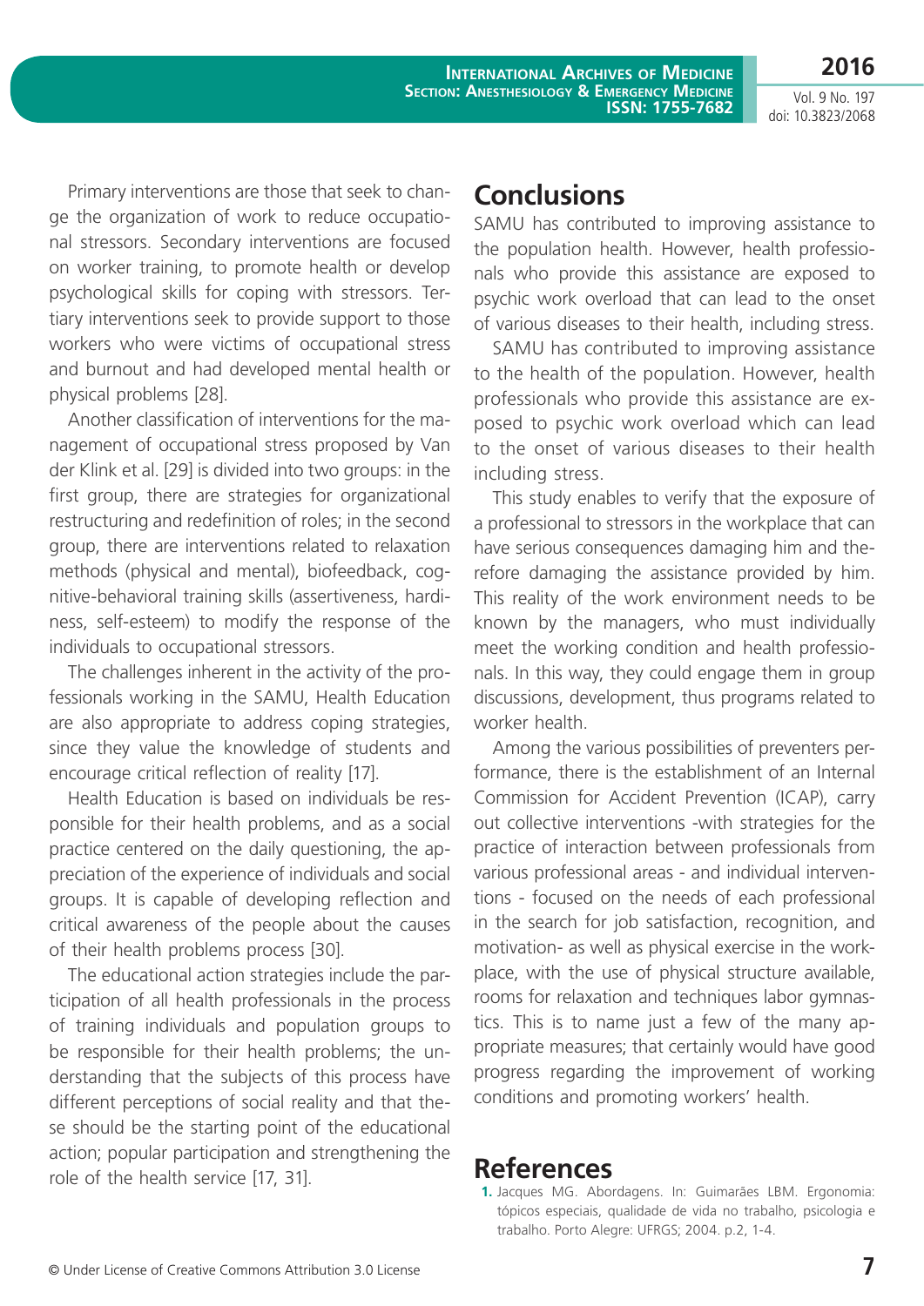Primary interventions are those that seek to change the organization of work to reduce occupational stressors. Secondary interventions are focused on worker training, to promote health or develop psychological skills for coping with stressors. Tertiary interventions seek to provide support to those workers who were victims of occupational stress and burnout and had developed mental health or physical problems [28].

Another classification of interventions for the management of occupational stress proposed by Van der Klink et al. [29] is divided into two groups: in the first group, there are strategies for organizational restructuring and redefinition of roles; in the second group, there are interventions related to relaxation methods (physical and mental), biofeedback, cognitive-behavioral training skills (assertiveness, hardiness, self-esteem) to modify the response of the individuals to occupational stressors.

The challenges inherent in the activity of the professionals working in the SAMU, Health Education are also appropriate to address coping strategies, since they value the knowledge of students and encourage critical reflection of reality [17].

Health Education is based on individuals be responsible for their health problems, and as a social practice centered on the daily questioning, the appreciation of the experience of individuals and social groups. It is capable of developing reflection and critical awareness of the people about the causes of their health problems process [30].

The educational action strategies include the participation of all health professionals in the process of training individuals and population groups to be responsible for their health problems; the understanding that the subjects of this process have different perceptions of social reality and that these should be the starting point of the educational action; popular participation and strengthening the role of the health service [17, 31].

## Conclusions

SAMU has contributed to improving assistance to the population health. However, health professionals who provide this assistance are exposed to psychic work overload that can lead to the onset of various diseases to their health, including stress.

SAMU has contributed to improving assistance to the health of the population. However, health professionals who provide this assistance are exposed to psychic work overload which can lead to the onset of various diseases to their health including stress.

This study enables to verify that the exposure of a professional to stressors in the workplace that can have serious consequences damaging him and therefore damaging the assistance provided by him. This reality of the work environment needs to be known by the managers, who must individually meet the working condition and health professionals. In this way, they could engage them in group discussions, development, thus programs related to worker health.

Among the various possibilities of preventers performance, there is the establishment of an Internal Commission for Accident Prevention (ICAP), carry out collective interventions -with strategies for the practice of interaction between professionals from various professional areas - and individual interventions - focused on the needs of each professional in the search for job satisfaction, recognition, and motivation- as well as physical exercise in the workplace, with the use of physical structure available, rooms for relaxation and techniques labor gymnastics. This is to name just a few of the many appropriate measures; that certainly would have good progress regarding the improvement of working conditions and promoting workers' health.

## References

1. Jacques MG. Abordagens. In: Guimarães LBM. Ergonomia: tópicos especiais, qualidade de vida no trabalho, psicologia e trabalho. Porto Alegre: UFRGS; 2004. p.2, 1-4.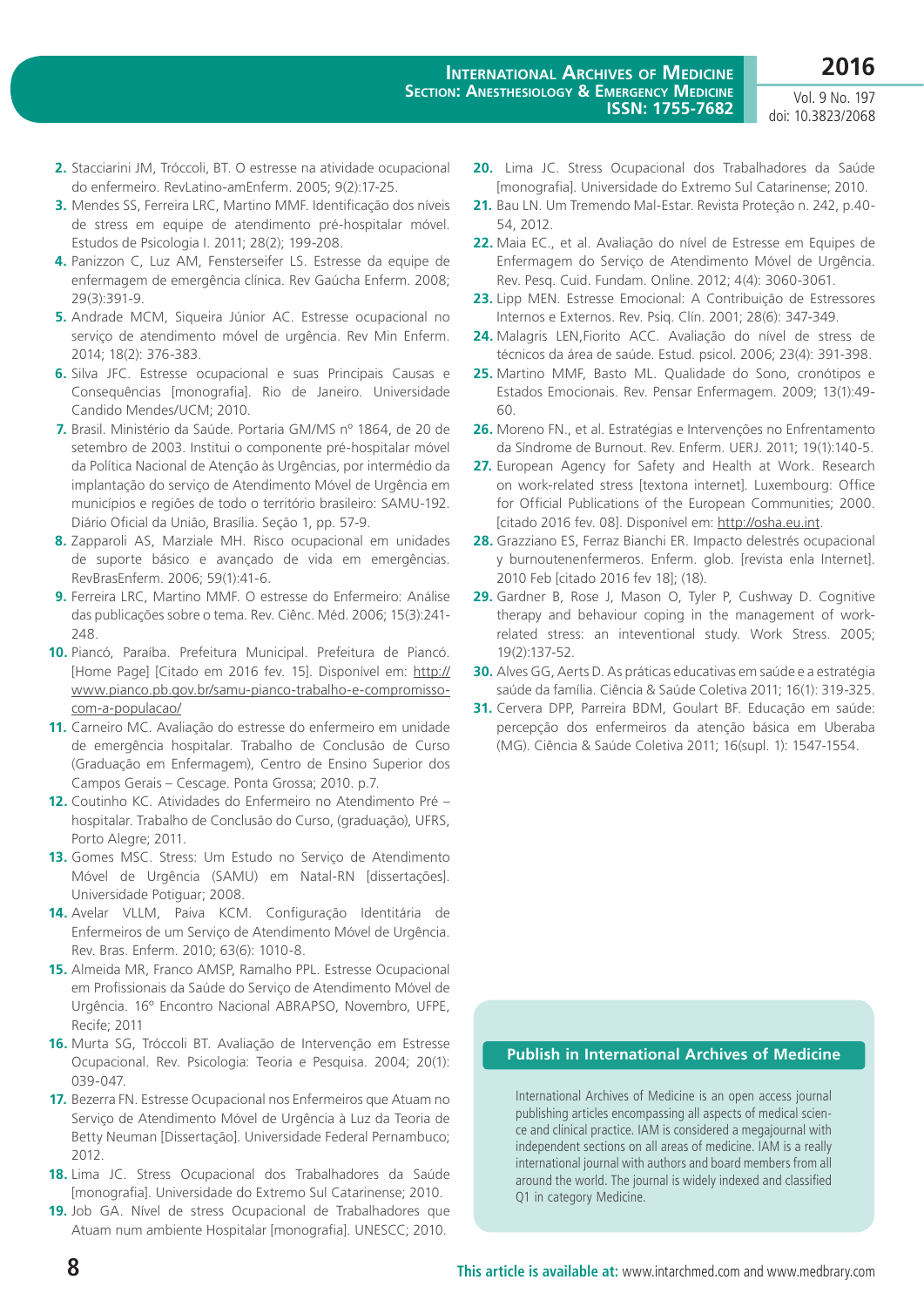2. Stacciarini JM, Tróccoli, BT. O estresse na atividade ocupacional do enfermeiro. RevLatino-amEnferm. 2005; 9(2):17-25.
3. Mendes SS, Ferreira LRC, Martino MMF. Identificação dos níveis de stress em equipe de atendimento pré-hospitalar móvel. Estudos de Psicologia I. 2011; 28(2); 199-208.
4. Panizzon C, Luz AM, Fensterseifer LS. Estresse da equipe de enfermagem de emergência clínica. Rev Gaúcha Enferm. 2008; 29(3):391-9.
5. Andrade MCM, Siqueira Júnior AC. Estresse ocupacional no serviço de atendimento móvel de urgência. Rev Min Enferm. 2014; 18(2): 376-383.
6. Silva JFC. Estresse ocupacional e suas Principais Causas e Consequências [monografia]. Rio de Janeiro. Universidade Candido Mendes/UCM; 2010.
7. Brasil. Ministério da Saúde. Portaria GM/MS nº 1864, de 20 de setembro de 2003. Institui o componente pré-hospitalar móvel da Política Nacional de Atenção às Urgências, por intermédio da implantação do serviço de Atendimento Móvel de Urgência em municípios e regiões de todo o território brasileiro: SAMU-192. Diário Oficial da União, Brasília. Seção 1, pp. 57-9.
8. Zapparoli AS, Marziale MH. Risco ocupacional em unidades de suporte básico e avançado de vida em emergências. RevBrasEnferm. 2006; 59(1):41-6.
9. Ferreira LRC, Martino MMF. O estresse do Enfermeiro: Análise das publicações sobre o tema. Rev. Ciênc. Méd. 2006; 15(3):241-248.
10. Piancó, Paraíba. Prefeitura Municipal. Prefeitura de Piancó. [Home Page] [Citado em 2016 fev. 15]. Disponível em: http://www.pianco.pb.gov.br/samu-pianco-trabalho-e-compromisso-com-a-populacao/
11. Carneiro MC. Avaliação do estresse do enfermeiro em unidade de emergência hospitalar. Trabalho de Conclusão de Curso (Graduação em Enfermagem), Centro de Ensino Superior dos Campos Gerais – Cescage. Ponta Grossa; 2010. p.7.
12. Coutinho KC. Atividades do Enfermeiro no Atendimento Pré – hospitalar. Trabalho de Conclusão do Curso, (graduação), UFRS, Porto Alegre; 2011.
13. Gomes MSC. Stress: Um Estudo no Serviço de Atendimento Móvel de Urgência (SAMU) em Natal-RN [dissertações]. Universidade Potiguar; 2008.
14. Avelar VLLM, Paiva KCM. Configuração Identitária de Enfermeiros de um Serviço de Atendimento Móvel de Urgência. Rev. Bras. Enferm. 2010; 63(6): 1010-8.
15. Almeida MR, Franco AMSP, Ramalho PPL. Estresse Ocupacional em Profissionais da Saúde do Serviço de Atendimento Móvel de Urgência. 16º Encontro Nacional ABRAPSO, Novembro, UFPE, Recife; 2011
16. Murta SG, Tróccoli BT. Avaliação de Intervenção em Estresse Ocupacional. Rev. Psicologia: Teoria e Pesquisa. 2004; 20(1): 039-047.
17. Bezerra FN. Estresse Ocupacional nos Enfermeiros que Atuam no Serviço de Atendimento Móvel de Urgência à Luz da Teoria de Betty Neuman [Dissertação]. Universidade Federal Pernambuco; 2012.
18. Lima JC. Stress Ocupacional dos Trabalhadores da Saúde [monografia]. Universidade do Extremo Sul Catarinense; 2010.
19. Job GA. Nível de stress Ocupacional de Trabalhadores que Atuam num ambiente Hospitalar [monografia]. UNESCC; 2010.
20. Lima JC. Stress Ocupacional dos Trabalhadores da Saúde [monografia]. Universidade do Extremo Sul Catarinense; 2010.
21. Bau LN. Um Tremendo Mal-Estar. Revista Proteção n. 242, p.40-54, 2012.
22. Maia EC., et al. Avaliação do nível de Estresse em Equipes de Enfermagem do Serviço de Atendimento Móvel de Urgência. Rev. Pesq. Cuid. Fundam. Online. 2012; 4(4): 3060-3061.
23. Lipp MEN. Estresse Emocional: A Contribuição de Estressores Internos e Externos. Rev. Psiq. Clín. 2001; 28(6): 347-349.
24. Malagris LEN,Fiorito ACC. Avaliação do nível de stress de técnicos da área de saúde. Estud. psicol. 2006; 23(4): 391-398.
25. Martino MMF, Basto ML. Qualidade do Sono, cronótipos e Estados Emocionais. Rev. Pensar Enfermagem. 2009; 13(1):49-60.
26. Moreno FN., et al. Estratégias e Intervenções no Enfrentamento da Síndrome de Burnout. Rev. Enferm. UERJ. 2011; 19(1):140-5.
27. European Agency for Safety and Health at Work. Research on work-related stress [textona internet]. Luxembourg: Office for Official Publications of the European Communities; 2000. [citado 2016 fev. 08]. Disponível em: http://osha.eu.int.
28. Grazziano ES, Ferraz Bianchi ER. Impacto delestrés ocupacional y burnoutenenfermeros. Enferm. glob. [revista enla Internet]. 2010 Feb [citado 2016 fev 18]; (18).
29. Gardner B, Rose J, Mason O, Tyler P, Cushway D. Cognitive therapy and behaviour coping in the management of work-related stress: an inteventional study. Work Stress. 2005; 19(2):137-52.
30. Alves GG, Aerts D. As práticas educativas em saúde e a estratégia saúde da família. Ciência & Saúde Coletiva 2011; 16(1): 319-325.
31. Cervera DPP, Parreira BDM, Goulart BF. Educação em saúde: percepção dos enfermeiros da atenção básica em Uberaba (MG). Ciência & Saúde Coletiva 2011; 16(supl. 1): 1547-1554.

**Publish in International Archives of Medicine**

International Archives of Medicine is an open access journal publishing articles encompassing all aspects of medical science and clinical practice. IAM is considered a megajournal with independent sections on all areas of medicine. IAM is a really international journal with authors and board members from all around the world. The journal is widely indexed and classified Q1 in category Medicine.